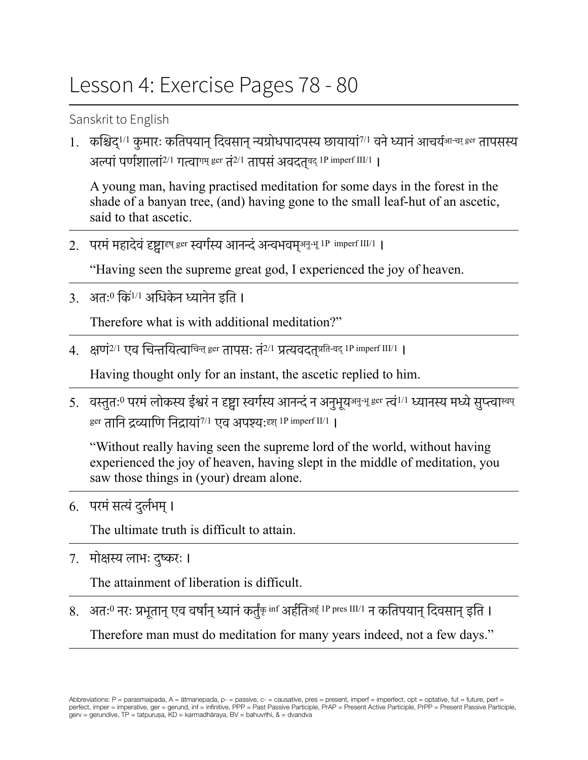# Lesson 4: Exercise Pages 78 - 80

Sanskrit to English

1. कश्चिद्[1/1] कुमारः कतिपयान् दिवसान् न्यग्रोधपादपस्य छायायां[7/1] वने ध्यानं आचर्य[आ-चर् ger] तापसस्य अल्पां पर्णशालां[2/1] गत्वा[गम् ger] तं[2/1] तापसं अवदत्[वद् 1P imperf III/1] ।

   A young man, having practised meditation for some days in the forest in the shade of a banyan tree, (and) having gone to the small leaf-hut of an ascetic, said to that ascetic.

2. परमं महादेवं दृष्ट्वा[दृष् ger] स्वर्गस्य आनन्दं अन्वभवम्[अनु-भू 1P imperf III/1] ।

   "Having seen the supreme great god, I experienced the joy of heaven.

3. अतः[0] किं[1/1] अधिकेन ध्यानेन इति ।

   Therefore what is with additional meditation?"

4. क्षणं[2/1] एव चिन्तयित्वा[चिन्त् ger] तापसः तं[2/1] प्रत्यवदत्[प्रति-वद् 1P imperf III/1] ।

   Having thought only for an instant, the ascetic replied to him.

5. वस्तुतः[0] परमं लोकस्य ईश्वरं न दृष्ट्वा स्वर्गस्य आनन्दं न अनुभूय[अनु-भू ger] त्वं[1/1] ध्यानस्य मध्ये सुप्त्वा[स्वप् ger] तानि द्रव्याणि निद्रायां[7/1] एव अपश्यः[दृश् 1P imperf II/1] ।

   "Without really having seen the supreme lord of the world, without having experienced the joy of heaven, having slept in the middle of meditation, you saw those things in (your) dream alone.

6. परमं सत्यं दुर्लभम् ।

   The ultimate truth is difficult to attain.

7. मोक्षस्य लाभः दुष्करः ।

   The attainment of liberation is difficult.

8. अतः[0] नरः प्रभूतान् एव वर्षान् ध्यानं कर्तुं[कृ inf] अर्हति[अर्ह् 1P pres III/1] न कतिपयान् दिवसान् इति ।

   Therefore man must do meditation for many years indeed, not a few days."

Abbreviations: P = parasmaipada, A = ātmanepada, p- = passive, c- = causative, pres = present, imperf = imperfect, opt = optative, fut = future, perf = perfect, imper = imperative, ger = gerund, inf = infinitive, PPP = Past Passive Participle, PrAP = Present Active Participle, PrPP = Present Passive Participle, gerv = gerundive, TP = tatpuruṣa, KD = karmadhāraya, BV = bahuvrīhi, & = dvandva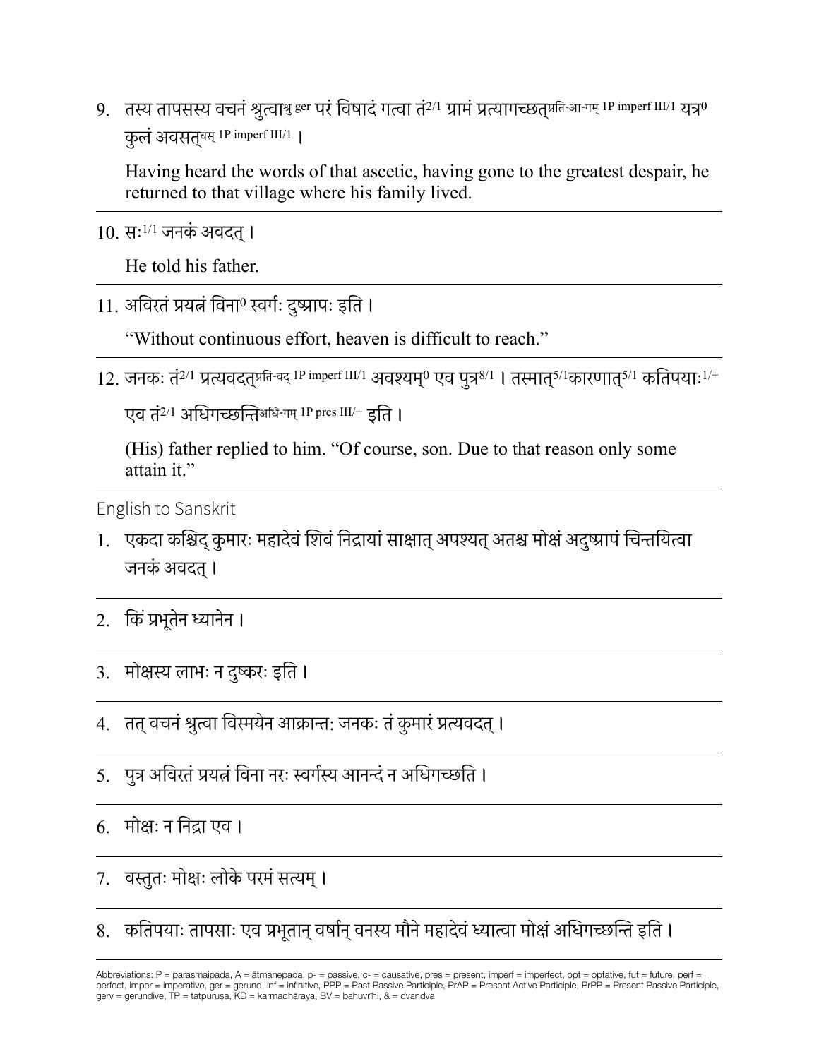9. तस्य तापसस्य वचनं श्रुत्वा[श्रु ger] परं विषादं गत्वा तं[2/1] ग्रामं प्रत्यागच्छत्[प्रति-आ-गम् 1P imperf III/1] यत्र[0] कुलं अवसत्[वस् 1P imperf III/1] ।

   Having heard the words of that ascetic, having gone to the greatest despair, he returned to that village where his family lived.

---

10. सः[1/1] जनकं अवदत् ।

    He told his father.

---

11. अविरतं प्रयत्नं विना[0] स्वर्गः दुष्प्रापः इति ।

    "Without continuous effort, heaven is difficult to reach."

---

12. जनकः तं[2/1] प्रत्यवदत्[प्रति-वद् 1P imperf III/1] अवश्यम्[0] एव पुत्र[8/1] । तस्मात्[5/1]कारणात्[5/1] कतिपयाः[1/+] एव तं[2/1] अधिगच्छन्ति[अधि-गम् 1P pres III/+] इति ।

    (His) father replied to him. "Of course, son. Due to that reason only some attain it."

---

English to Sanskrit

1. एकदा कश्चिद् कुमारः महादेवं शिवं निद्रायां साक्षात् अपश्यत् अतश्च मोक्षं अदुष्प्रापं चिन्तयित्वा जनकं अवदत् ।

---

2. किं प्रभूतेन ध्यानेन ।

---

3. मोक्षस्य लाभः न दुष्करः इति ।

---

4. तत् वचनं श्रुत्वा विस्मयेन आक्रान्तः जनकः तं कुमारं प्रत्यवदत् ।

---

5. पुत्र अविरतं प्रयत्नं विना नरः स्वर्गस्य आनन्दं न अधिगच्छति ।

---

6. मोक्षः न निद्रा एव ।

---

7. वस्तुतः मोक्षः लोके परमं सत्यम् ।

---

8. कतिपयाः तापसाः एव प्रभूतान् वर्षान् वनस्य मौने महादेवं ध्यात्वा मोक्षं अधिगच्छन्ति इति ।

---

Abbreviations: P = parasmaipada, A = ātmanepada, p- = passive, c- = causative, pres = present, imperf = imperfect, opt = optative, fut = future, perf = perfect, imper = imperative, ger = gerund, inf = infinitive, PPP = Past Passive Participle, PrAP = Present Active Participle, PrPP = Present Passive Participle, gerv = gerundive, TP = tatpuruṣa, KD = karmadhāraya, BV = bahuvrīhi, & = dvandva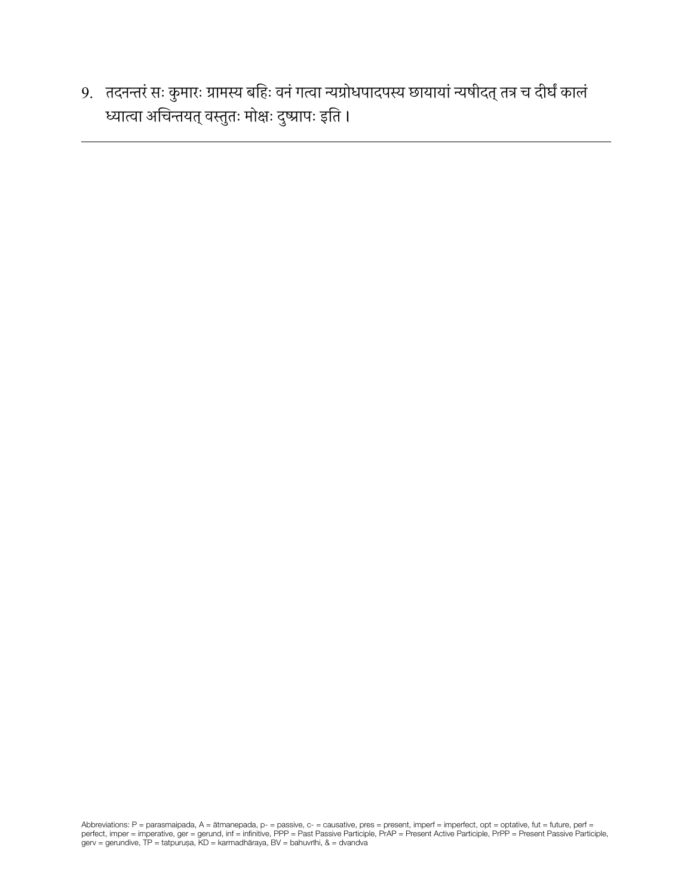9. तदनन्तरं सः कुमारः ग्रामस्य बहिः वनं गत्वा न्यग्रोधपादपस्य छायायां न्यषीदत् तत्र च दीर्घं कालं ध्यात्वा अचिन्तयत् वस्तुतः मोक्षः दुष्प्रापः इति ।

---

Abbreviations: P = parasmaipada, A = ātmanepada, p- = passive, c- = causative, pres = present, imperf = imperfect, opt = optative, fut = future, perf = perfect, imper = imperative, ger = gerund, inf = infinitive, PPP = Past Passive Participle, PrAP = Present Active Participle, PrPP = Present Passive Participle, gerv = gerundive, TP = tatpuruṣa, KD = karmadhāraya, BV = bahuvrīhi, & = dvandva